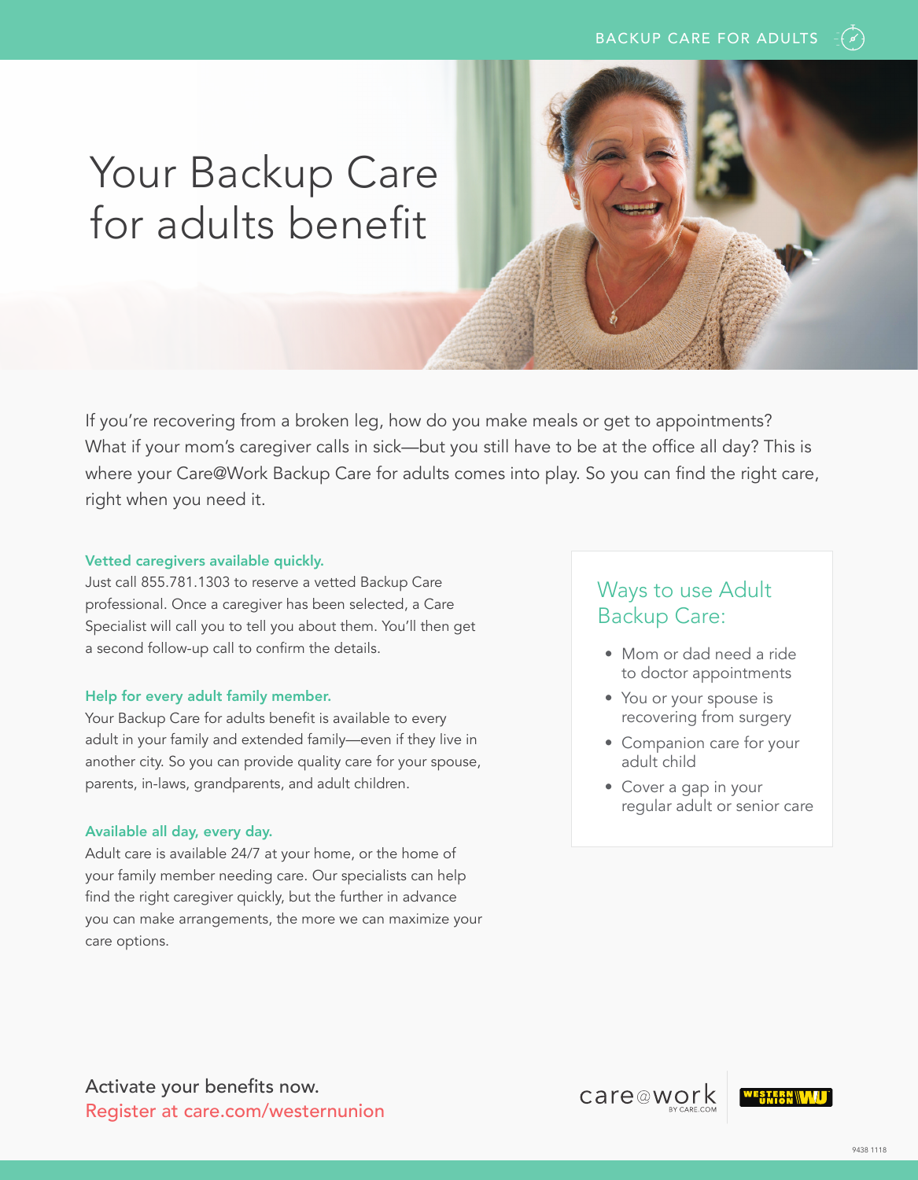BACKUP CARE FOR ADULTS

# Your Backup Care for adults benefit

If you're recovering from a broken leg, how do you make meals or get to appointments? What if your mom's caregiver calls in sick—but you still have to be at the office all day? This is where your Care@Work Backup Care for adults comes into play. So you can find the right care, right when you need it.

### Vetted caregivers available quickly.

Just call 855.781.1303 to reserve a vetted Backup Care professional. Once a caregiver has been selected, a Care Specialist will call you to tell you about them. You'll then get a second follow-up call to confirm the details.

### Help for every adult family member.

Your Backup Care for adults benefit is available to every adult in your family and extended family—even if they live in another city. So you can provide quality care for your spouse, parents, in-laws, grandparents, and adult children.

### Available all day, every day.

Adult care is available 24/7 at your home, or the home of your family member needing care. Our specialists can help find the right caregiver quickly, but the further in advance you can make arrangements, the more we can maximize your care options.

## Ways to use Adult Backup Care:

- Mom or dad need a ride to doctor appointments
- You or your spouse is recovering from surgery
- Companion care for your adult child
- Cover a gap in your regular adult or senior care

Activate your benefits now.
Register at care.com/westernunion

care@work BY CARE.COM | WESTERN UNION WU

9438 1118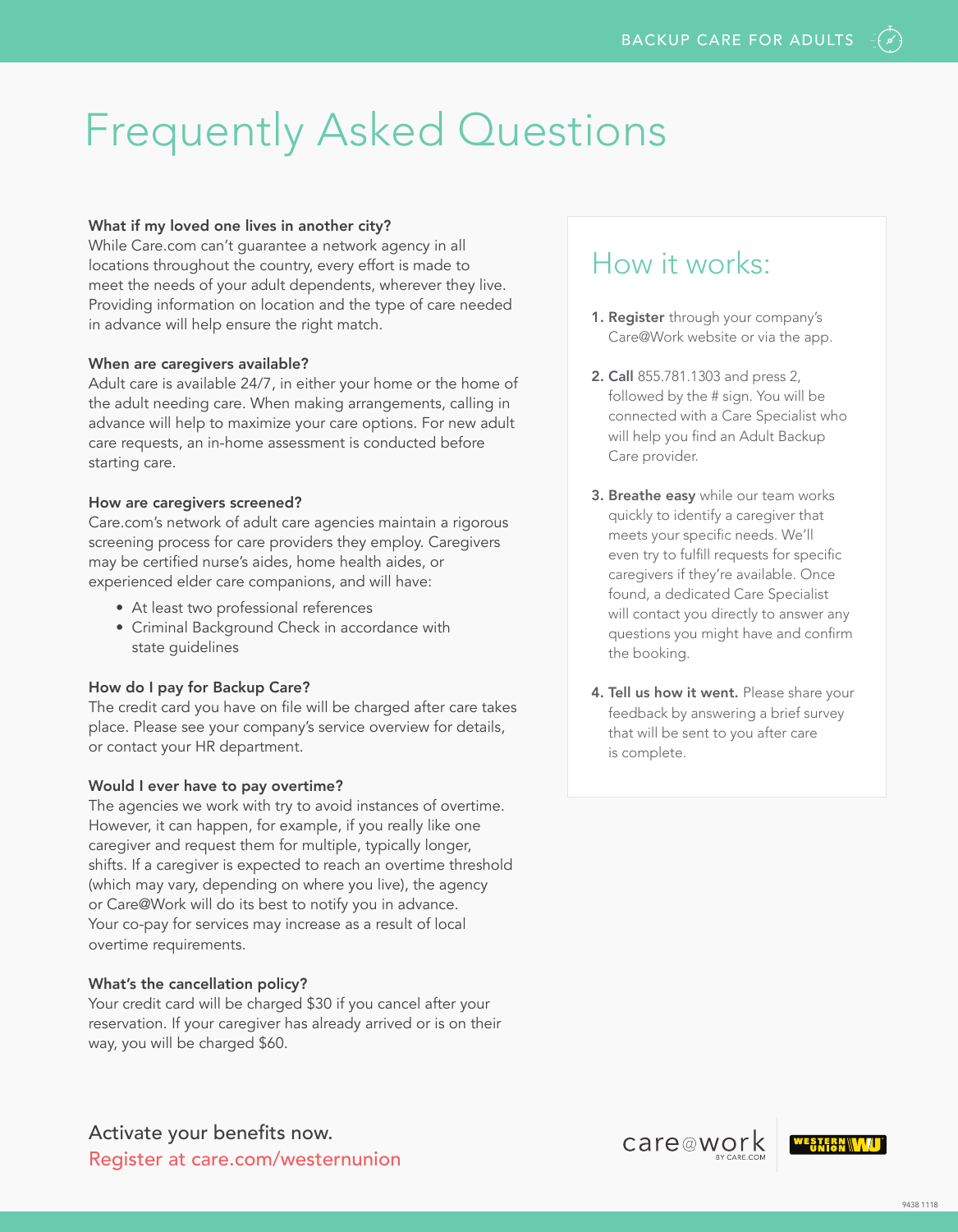# Frequently Asked Questions

**What if my loved one lives in another city?**
While Care.com can't guarantee a network agency in all locations throughout the country, every effort is made to meet the needs of your adult dependents, wherever they live. Providing information on location and the type of care needed in advance will help ensure the right match.

**When are caregivers available?**
Adult care is available 24/7, in either your home or the home of the adult needing care. When making arrangements, calling in advance will help to maximize your care options. For new adult care requests, an in-home assessment is conducted before starting care.

**How are caregivers screened?**
Care.com's network of adult care agencies maintain a rigorous screening process for care providers they employ. Caregivers may be certified nurse's aides, home health aides, or experienced elder care companions, and will have:

- At least two professional references
- Criminal Background Check in accordance with state guidelines

**How do I pay for Backup Care?**
The credit card you have on file will be charged after care takes place. Please see your company's service overview for details, or contact your HR department.

**Would I ever have to pay overtime?**
The agencies we work with try to avoid instances of overtime. However, it can happen, for example, if you really like one caregiver and request them for multiple, typically longer, shifts. If a caregiver is expected to reach an overtime threshold (which may vary, depending on where you live), the agency or Care@Work will do its best to notify you in advance. Your co-pay for services may increase as a result of local overtime requirements.

**What's the cancellation policy?**
Your credit card will be charged $30 if you cancel after your reservation. If your caregiver has already arrived or is on their way, you will be charged $60.

## How it works:

1. **Register** through your company's Care@Work website or via the app.
2. **Call** 855.781.1303 and press 2, followed by the # sign. You will be connected with a Care Specialist who will help you find an Adult Backup Care provider.
3. **Breathe easy** while our team works quickly to identify a caregiver that meets your specific needs. We'll even try to fulfill requests for specific caregivers if they're available. Once found, a dedicated Care Specialist will contact you directly to answer any questions you might have and confirm the booking.
4. **Tell us how it went.** Please share your feedback by answering a brief survey that will be sent to you after care is complete.

Activate your benefits now.
Register at care.com/westernunion

care@work BY CARE.COM | WESTERN UNION WU

9438 1118